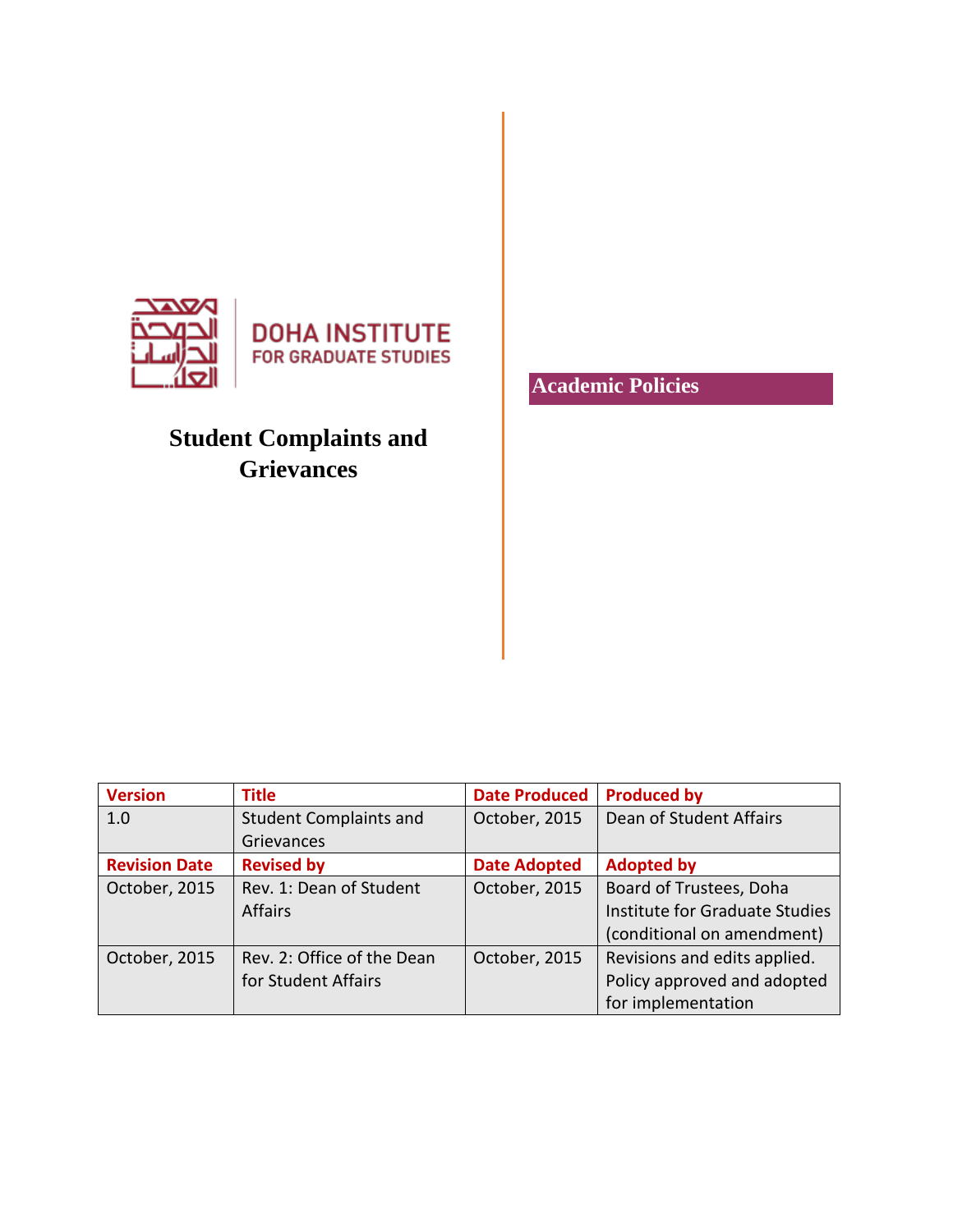DOHA INSTITUTE FOR GRADUATE STUDIES

# Student Complaints and Grievances

**Academic Policies**

| Version | Title | Date Produced | Produced by |
|---|---|---|---|
| 1.0 | Student Complaints and Grievances | October, 2015 | Dean of Student Affairs |
| **Revision Date** | **Revised by** | **Date Adopted** | **Adopted by** |
| October, 2015 | Rev. 1: Dean of Student Affairs | October, 2015 | Board of Trustees, Doha Institute for Graduate Studies (conditional on amendment) |
| October, 2015 | Rev. 2: Office of the Dean for Student Affairs | October, 2015 | Revisions and edits applied. Policy approved and adopted for implementation |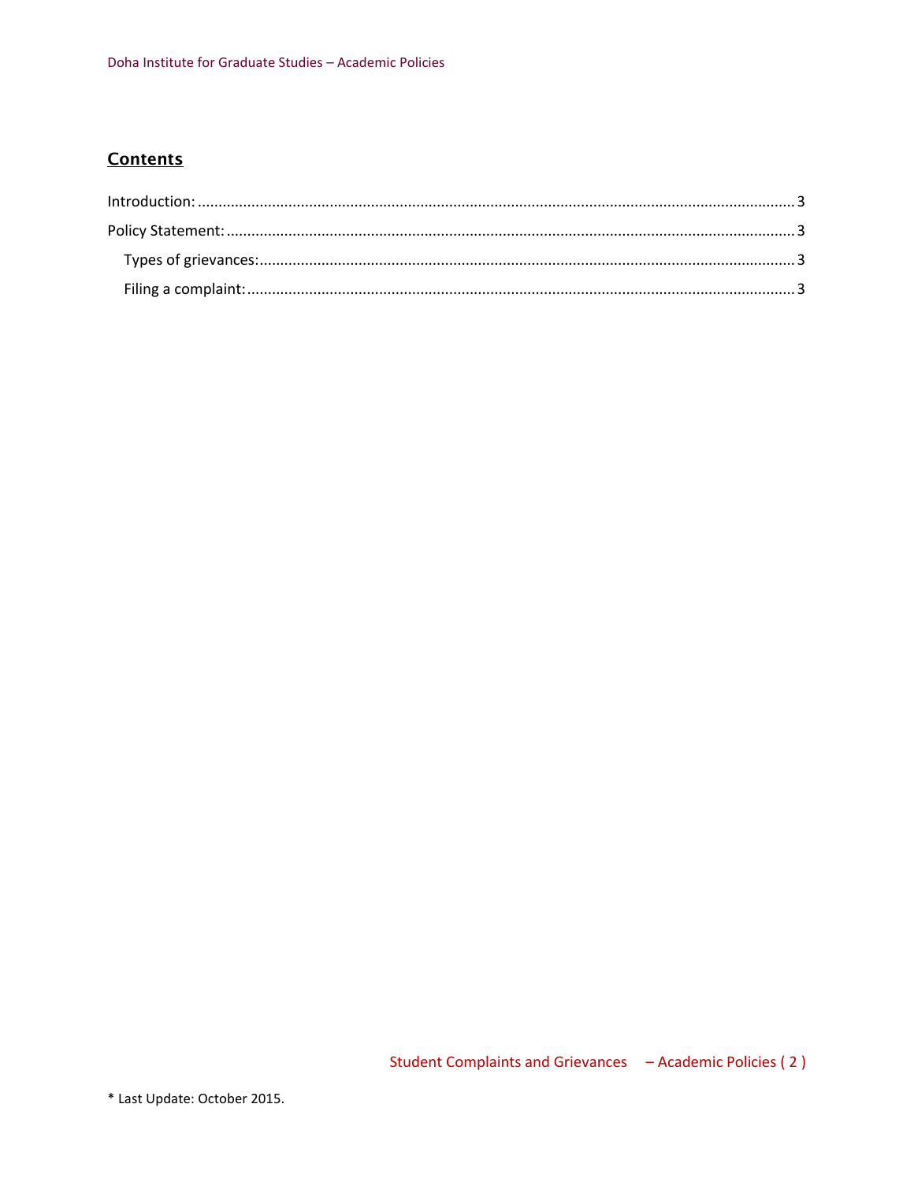## Contents

Introduction: ........................................................................................................................................ 3

Policy Statement: .................................................................................................................................. 3

- Types of grievances: ......................................................................................................................... 3
- Filing a complaint: ............................................................................................................................ 3

\* Last Update: October 2015.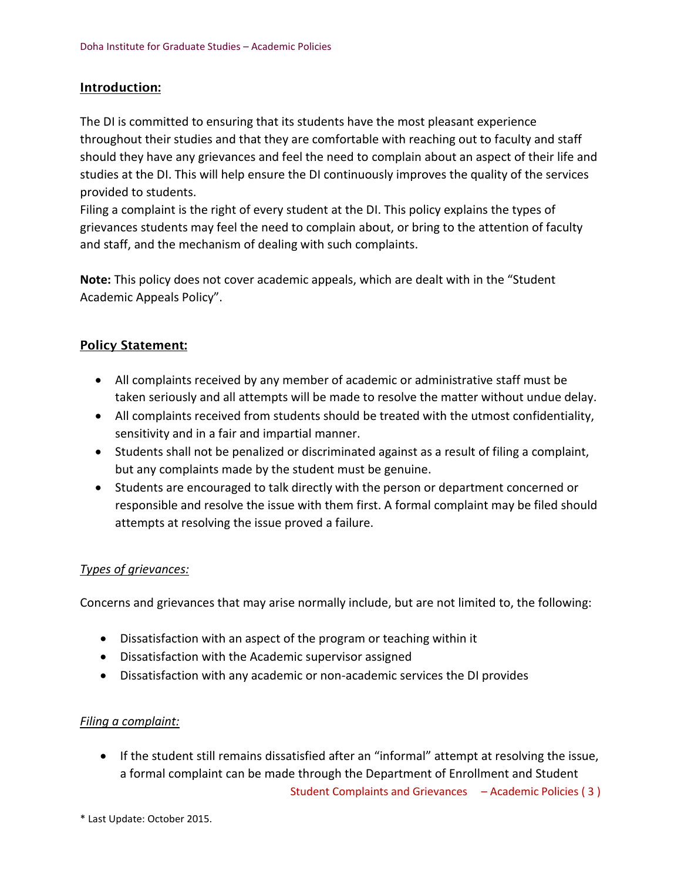## Introduction:

The DI is committed to ensuring that its students have the most pleasant experience throughout their studies and that they are comfortable with reaching out to faculty and staff should they have any grievances and feel the need to complain about an aspect of their life and studies at the DI. This will help ensure the DI continuously improves the quality of the services provided to students.

Filing a complaint is the right of every student at the DI. This policy explains the types of grievances students may feel the need to complain about, or bring to the attention of faculty and staff, and the mechanism of dealing with such complaints.

**Note:** This policy does not cover academic appeals, which are dealt with in the "Student Academic Appeals Policy".

## Policy Statement:

- All complaints received by any member of academic or administrative staff must be taken seriously and all attempts will be made to resolve the matter without undue delay.
- All complaints received from students should be treated with the utmost confidentiality, sensitivity and in a fair and impartial manner.
- Students shall not be penalized or discriminated against as a result of filing a complaint, but any complaints made by the student must be genuine.
- Students are encouraged to talk directly with the person or department concerned or responsible and resolve the issue with them first. A formal complaint may be filed should attempts at resolving the issue proved a failure.

### *Types of grievances:*

Concerns and grievances that may arise normally include, but are not limited to, the following:

- Dissatisfaction with an aspect of the program or teaching within it
- Dissatisfaction with the Academic supervisor assigned
- Dissatisfaction with any academic or non-academic services the DI provides

### *Filing a complaint:*

- If the student still remains dissatisfied after an "informal" attempt at resolving the issue, a formal complaint can be made through the Department of Enrollment and Student

\* Last Update: October 2015.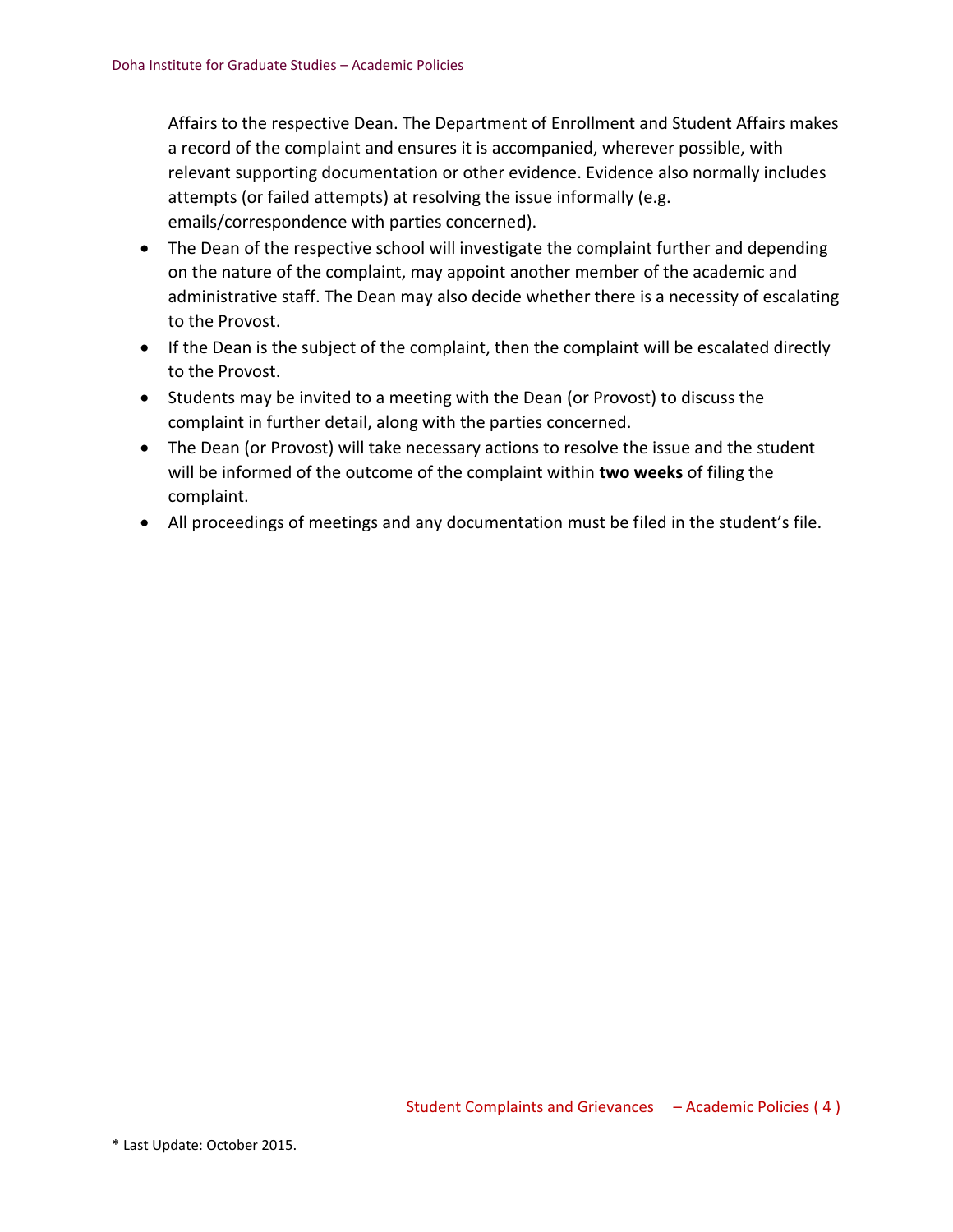Affairs to the respective Dean. The Department of Enrollment and Student Affairs makes a record of the complaint and ensures it is accompanied, wherever possible, with relevant supporting documentation or other evidence. Evidence also normally includes attempts (or failed attempts) at resolving the issue informally (e.g. emails/correspondence with parties concerned).

- The Dean of the respective school will investigate the complaint further and depending on the nature of the complaint, may appoint another member of the academic and administrative staff. The Dean may also decide whether there is a necessity of escalating to the Provost.
- If the Dean is the subject of the complaint, then the complaint will be escalated directly to the Provost.
- Students may be invited to a meeting with the Dean (or Provost) to discuss the complaint in further detail, along with the parties concerned.
- The Dean (or Provost) will take necessary actions to resolve the issue and the student will be informed of the outcome of the complaint within **two weeks** of filing the complaint.
- All proceedings of meetings and any documentation must be filed in the student's file.

* Last Update: October 2015.